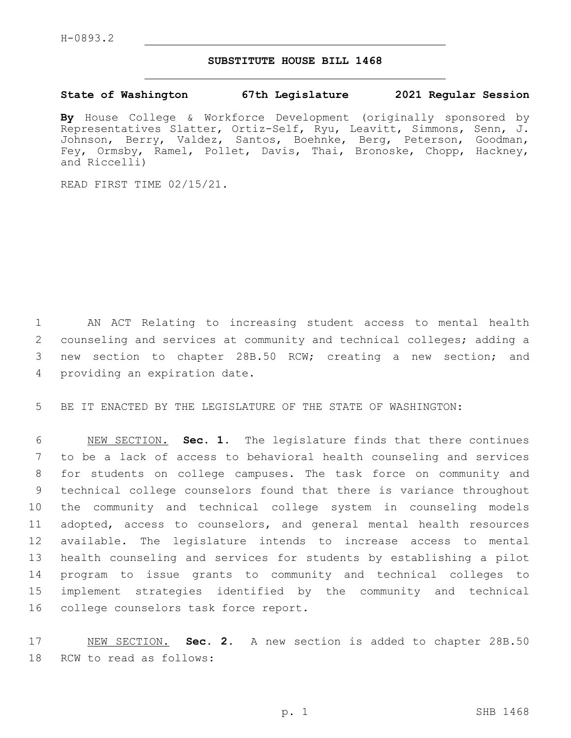H-0893.2

# SUBSTITUTE HOUSE BILL 1468

**State of Washington 67th Legislature 2021 Regular Session**

**By** House College & Workforce Development (originally sponsored by Representatives Slatter, Ortiz-Self, Ryu, Leavitt, Simmons, Senn, J. Johnson, Berry, Valdez, Santos, Boehnke, Berg, Peterson, Goodman, Fey, Ormsby, Ramel, Pollet, Davis, Thai, Bronoske, Chopp, Hackney, and Riccelli)

READ FIRST TIME 02/15/21.

AN ACT Relating to increasing student access to mental health counseling and services at community and technical colleges; adding a new section to chapter 28B.50 RCW; creating a new section; and providing an expiration date.

BE IT ENACTED BY THE LEGISLATURE OF THE STATE OF WASHINGTON:

NEW SECTION. **Sec. 1.** The legislature finds that there continues to be a lack of access to behavioral health counseling and services for students on college campuses. The task force on community and technical college counselors found that there is variance throughout the community and technical college system in counseling models adopted, access to counselors, and general mental health resources available. The legislature intends to increase access to mental health counseling and services for students by establishing a pilot program to issue grants to community and technical colleges to implement strategies identified by the community and technical college counselors task force report.

NEW SECTION. **Sec. 2.** A new section is added to chapter 28B.50 RCW to read as follows: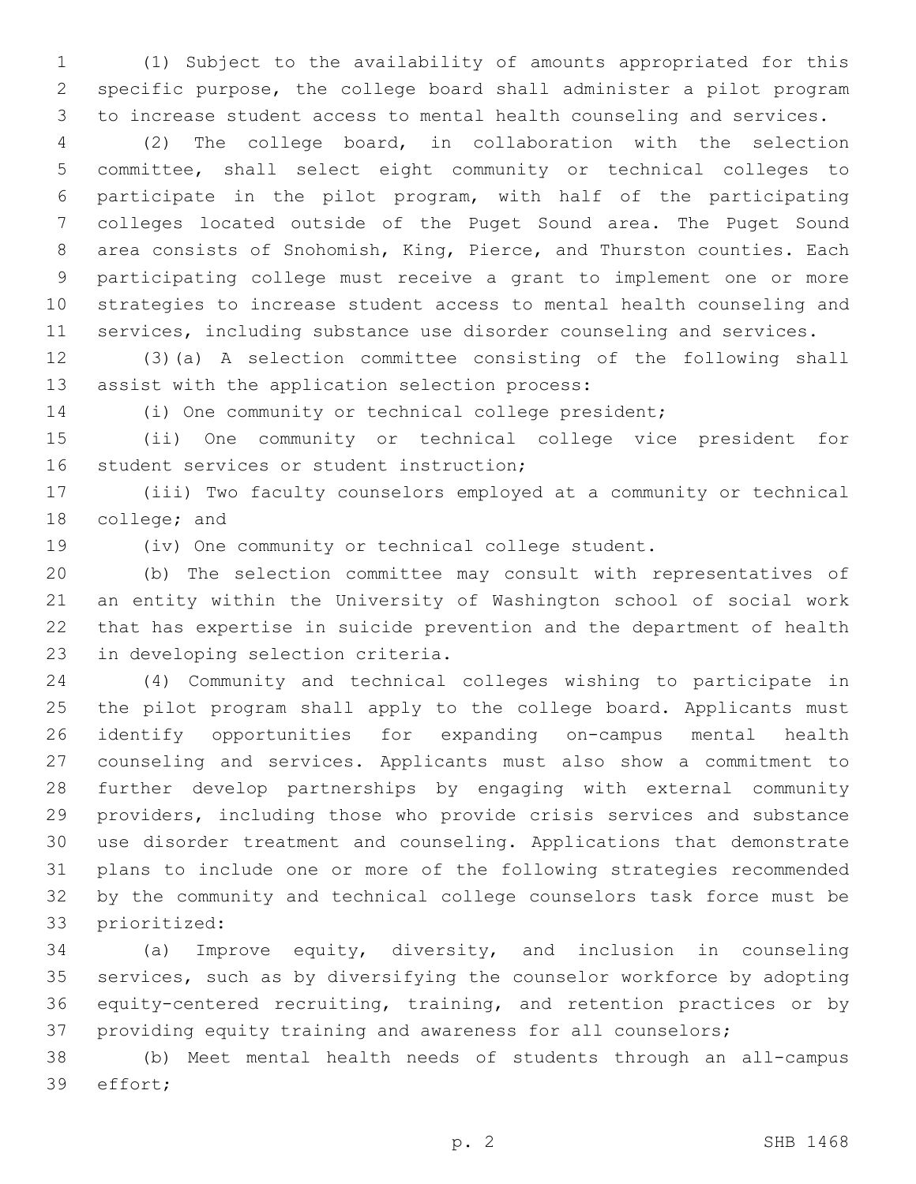(1) Subject to the availability of amounts appropriated for this specific purpose, the college board shall administer a pilot program to increase student access to mental health counseling and services.

(2) The college board, in collaboration with the selection committee, shall select eight community or technical colleges to participate in the pilot program, with half of the participating colleges located outside of the Puget Sound area. The Puget Sound area consists of Snohomish, King, Pierce, and Thurston counties. Each participating college must receive a grant to implement one or more strategies to increase student access to mental health counseling and services, including substance use disorder counseling and services.

(3)(a) A selection committee consisting of the following shall assist with the application selection process:

(i) One community or technical college president;

(ii) One community or technical college vice president for student services or student instruction;

(iii) Two faculty counselors employed at a community or technical college; and

(iv) One community or technical college student.

(b) The selection committee may consult with representatives of an entity within the University of Washington school of social work that has expertise in suicide prevention and the department of health in developing selection criteria.

(4) Community and technical colleges wishing to participate in the pilot program shall apply to the college board. Applicants must identify opportunities for expanding on-campus mental health counseling and services. Applicants must also show a commitment to further develop partnerships by engaging with external community providers, including those who provide crisis services and substance use disorder treatment and counseling. Applications that demonstrate plans to include one or more of the following strategies recommended by the community and technical college counselors task force must be prioritized:

(a) Improve equity, diversity, and inclusion in counseling services, such as by diversifying the counselor workforce by adopting equity-centered recruiting, training, and retention practices or by providing equity training and awareness for all counselors;

(b) Meet mental health needs of students through an all-campus effort;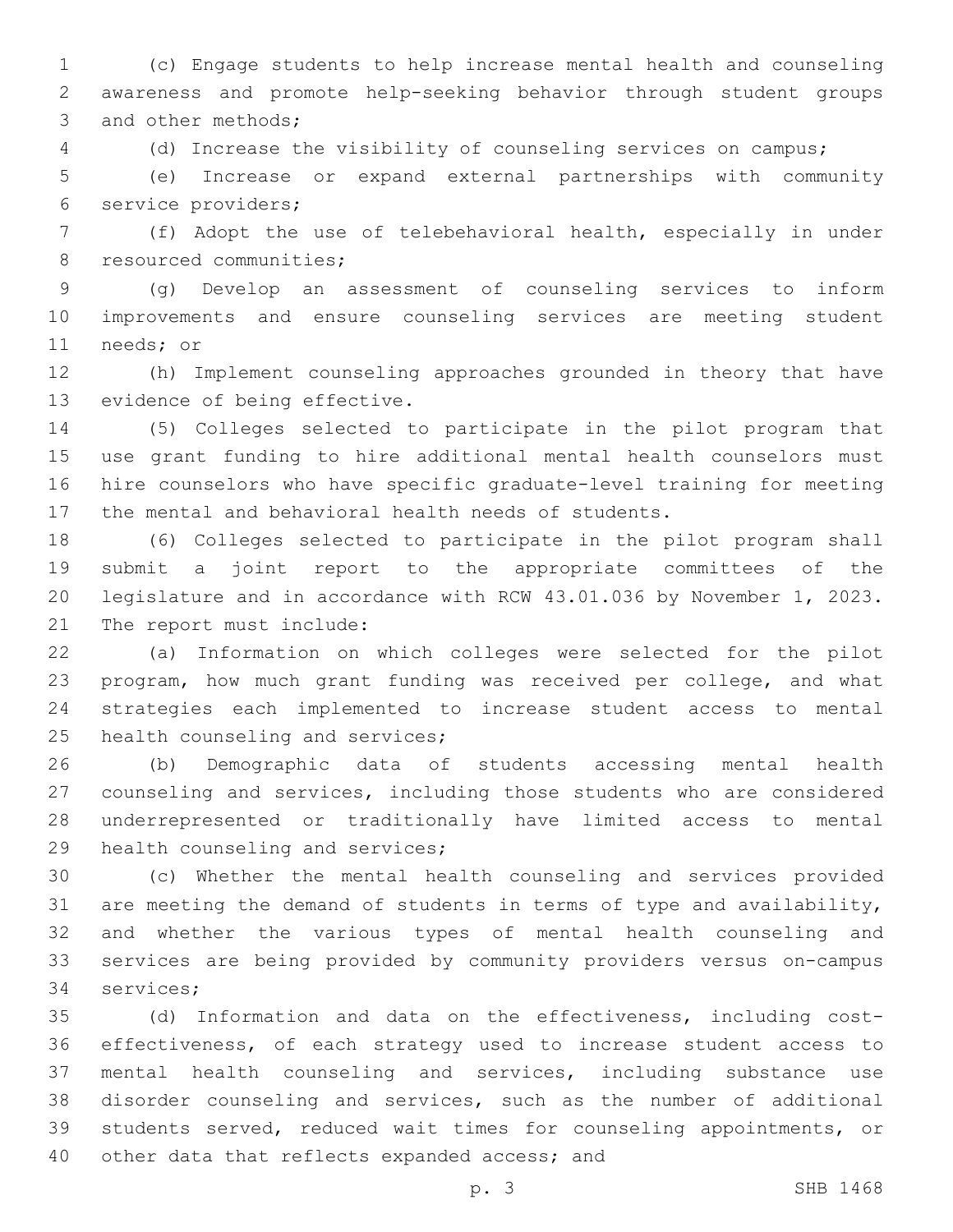(c) Engage students to help increase mental health and counseling awareness and promote help-seeking behavior through student groups and other methods;

(d) Increase the visibility of counseling services on campus;

(e) Increase or expand external partnerships with community service providers;

(f) Adopt the use of telebehavioral health, especially in under resourced communities;

(g) Develop an assessment of counseling services to inform improvements and ensure counseling services are meeting student needs; or

(h) Implement counseling approaches grounded in theory that have evidence of being effective.

(5) Colleges selected to participate in the pilot program that use grant funding to hire additional mental health counselors must hire counselors who have specific graduate-level training for meeting the mental and behavioral health needs of students.

(6) Colleges selected to participate in the pilot program shall submit a joint report to the appropriate committees of the legislature and in accordance with RCW 43.01.036 by November 1, 2023. The report must include:

(a) Information on which colleges were selected for the pilot program, how much grant funding was received per college, and what strategies each implemented to increase student access to mental health counseling and services;

(b) Demographic data of students accessing mental health counseling and services, including those students who are considered underrepresented or traditionally have limited access to mental health counseling and services;

(c) Whether the mental health counseling and services provided are meeting the demand of students in terms of type and availability, and whether the various types of mental health counseling and services are being provided by community providers versus on-campus services;

(d) Information and data on the effectiveness, including cost-effectiveness, of each strategy used to increase student access to mental health counseling and services, including substance use disorder counseling and services, such as the number of additional students served, reduced wait times for counseling appointments, or other data that reflects expanded access; and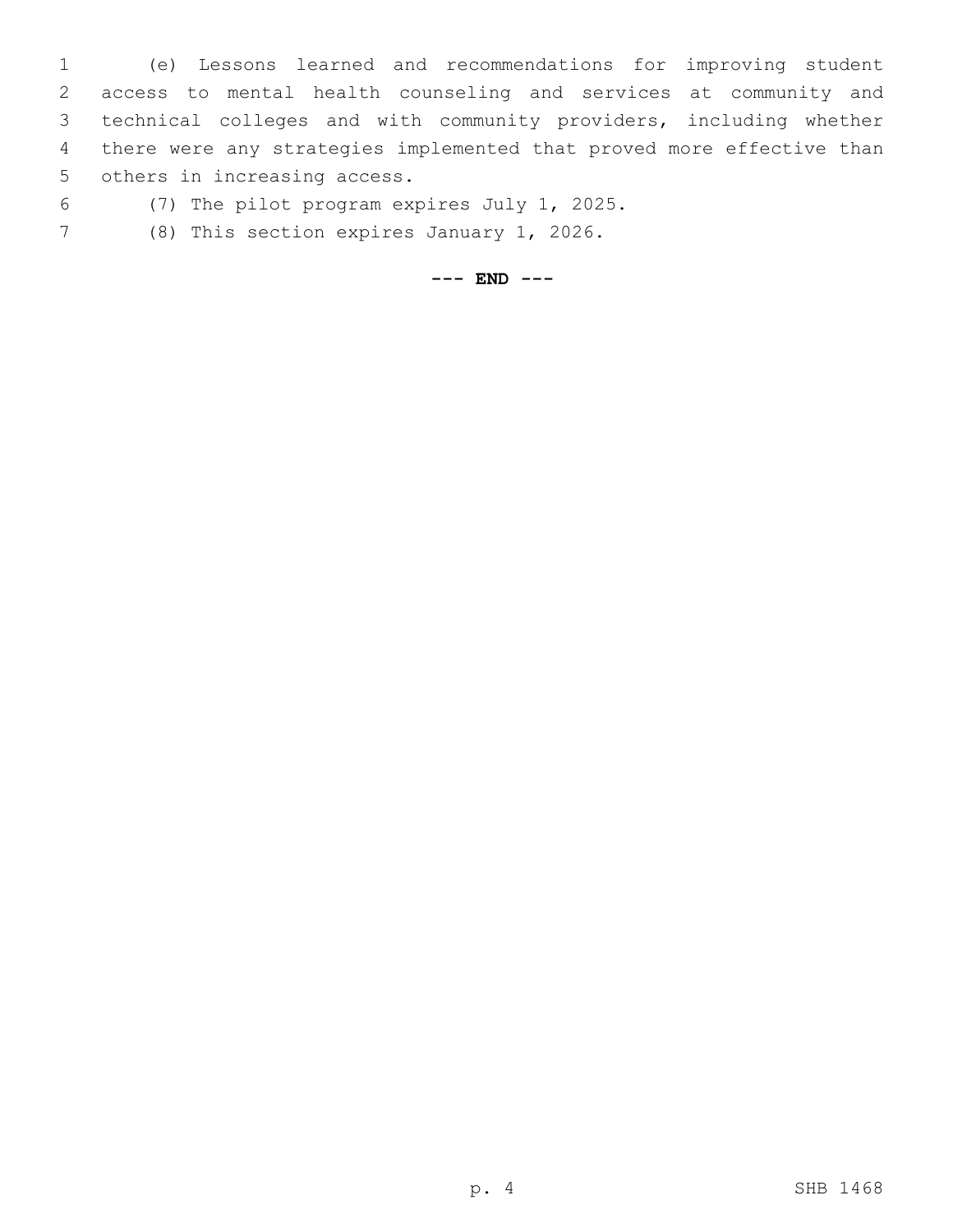(e) Lessons learned and recommendations for improving student access to mental health counseling and services at community and technical colleges and with community providers, including whether there were any strategies implemented that proved more effective than others in increasing access.

(7) The pilot program expires July 1, 2025.

(8) This section expires January 1, 2026.

**--- END ---**